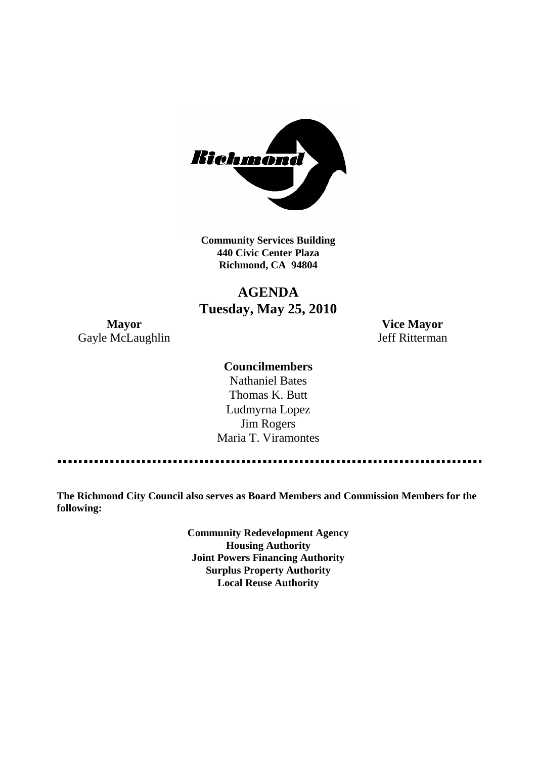**Community Services Building**
**440 Civic Center Plaza**
**Richmond, CA 94804**

# AGENDA
## Tuesday, May 25, 2010

**Mayor**
Gayle McLaughlin

**Vice Mayor**
Jeff Ritterman

**Councilmembers**

Nathaniel Bates
Thomas K. Butt
Ludmyrna Lopez
Jim Rogers
Maria T. Viramontes

---

**The Richmond City Council also serves as Board Members and Commission Members for the following:**

**Community Redevelopment Agency**
**Housing Authority**
**Joint Powers Financing Authority**
**Surplus Property Authority**
**Local Reuse Authority**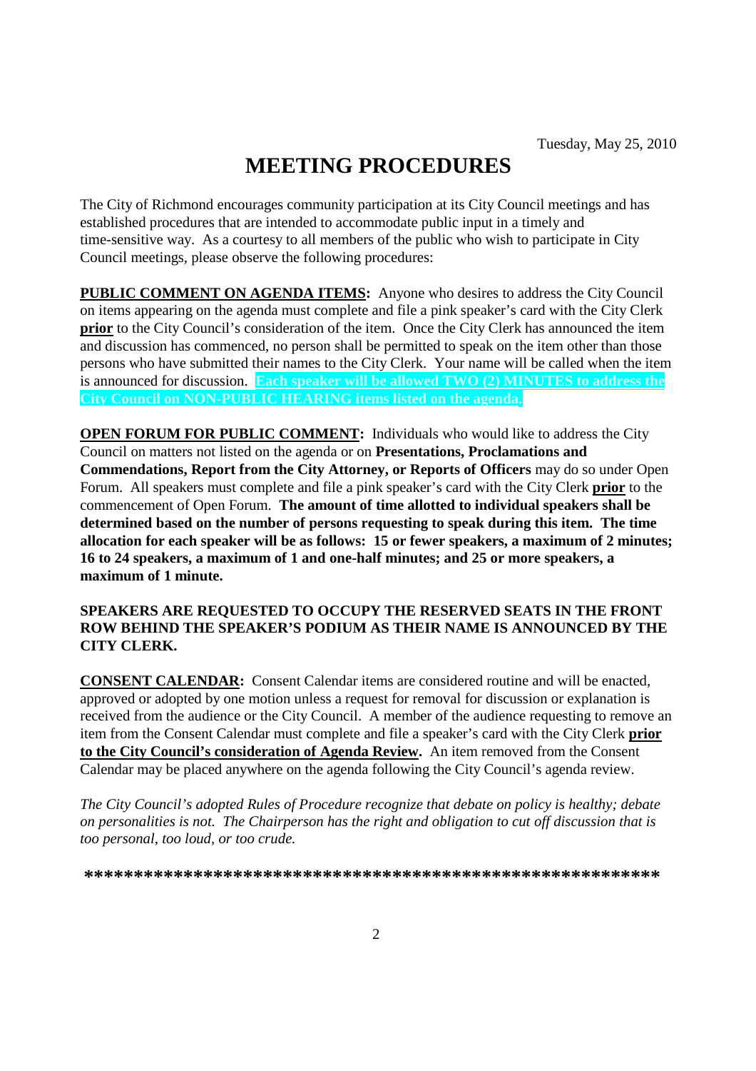Tuesday, May 25, 2010

# MEETING PROCEDURES

The City of Richmond encourages community participation at its City Council meetings and has established procedures that are intended to accommodate public input in a timely and time-sensitive way. As a courtesy to all members of the public who wish to participate in City Council meetings, please observe the following procedures:

**PUBLIC COMMENT ON AGENDA ITEMS:** Anyone who desires to address the City Council on items appearing on the agenda must complete and file a pink speaker's card with the City Clerk **prior** to the City Council's consideration of the item. Once the City Clerk has announced the item and discussion has commenced, no person shall be permitted to speak on the item other than those persons who have submitted their names to the City Clerk. Your name will be called when the item is announced for discussion. **Each speaker will be allowed TWO (2) MINUTES to address the City Council on NON-PUBLIC HEARING items listed on the agenda.**

**OPEN FORUM FOR PUBLIC COMMENT:** Individuals who would like to address the City Council on matters not listed on the agenda or on **Presentations, Proclamations and Commendations, Report from the City Attorney, or Reports of Officers** may do so under Open Forum. All speakers must complete and file a pink speaker's card with the City Clerk **prior** to the commencement of Open Forum. **The amount of time allotted to individual speakers shall be determined based on the number of persons requesting to speak during this item. The time allocation for each speaker will be as follows: 15 or fewer speakers, a maximum of 2 minutes; 16 to 24 speakers, a maximum of 1 and one-half minutes; and 25 or more speakers, a maximum of 1 minute.**

**SPEAKERS ARE REQUESTED TO OCCUPY THE RESERVED SEATS IN THE FRONT ROW BEHIND THE SPEAKER'S PODIUM AS THEIR NAME IS ANNOUNCED BY THE CITY CLERK.**

**CONSENT CALENDAR:** Consent Calendar items are considered routine and will be enacted, approved or adopted by one motion unless a request for removal for discussion or explanation is received from the audience or the City Council. A member of the audience requesting to remove an item from the Consent Calendar must complete and file a speaker's card with the City Clerk **prior to the City Council's consideration of Agenda Review.** An item removed from the Consent Calendar may be placed anywhere on the agenda following the City Council's agenda review.

*The City Council's adopted Rules of Procedure recognize that debate on policy is healthy; debate on personalities is not. The Chairperson has the right and obligation to cut off discussion that is too personal, too loud, or too crude.*

**\*\*\*\*\*\*\*\*\*\*\*\*\*\*\*\*\*\*\*\*\*\*\*\*\*\*\*\*\*\*\*\*\*\*\*\*\*\*\*\*\*\*\*\*\*\*\*\*\*\*\*\*\*\*\*\*\*\*\*\***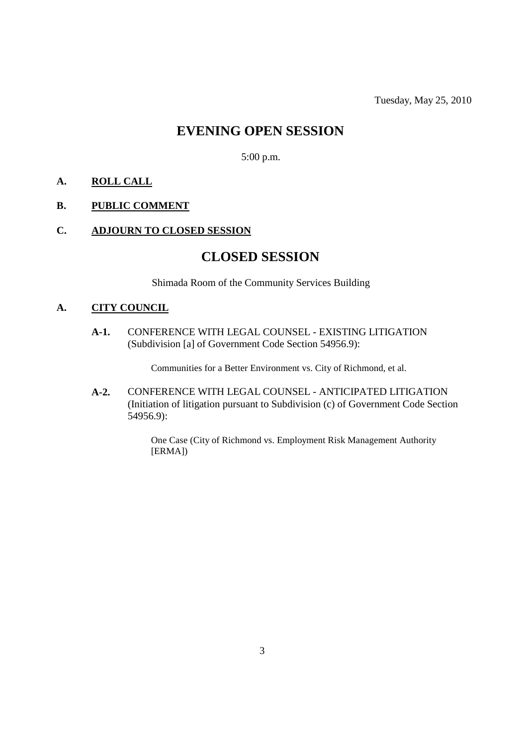Tuesday, May 25, 2010

# EVENING OPEN SESSION

5:00 p.m.

**A. ROLL CALL**

**B. PUBLIC COMMENT**

**C. ADJOURN TO CLOSED SESSION**

# CLOSED SESSION

Shimada Room of the Community Services Building

**A. CITY COUNCIL**

**A-1.** CONFERENCE WITH LEGAL COUNSEL - EXISTING LITIGATION (Subdivision [a] of Government Code Section 54956.9):

Communities for a Better Environment vs. City of Richmond, et al.

**A-2.** CONFERENCE WITH LEGAL COUNSEL - ANTICIPATED LITIGATION (Initiation of litigation pursuant to Subdivision (c) of Government Code Section 54956.9):

One Case (City of Richmond vs. Employment Risk Management Authority [ERMA])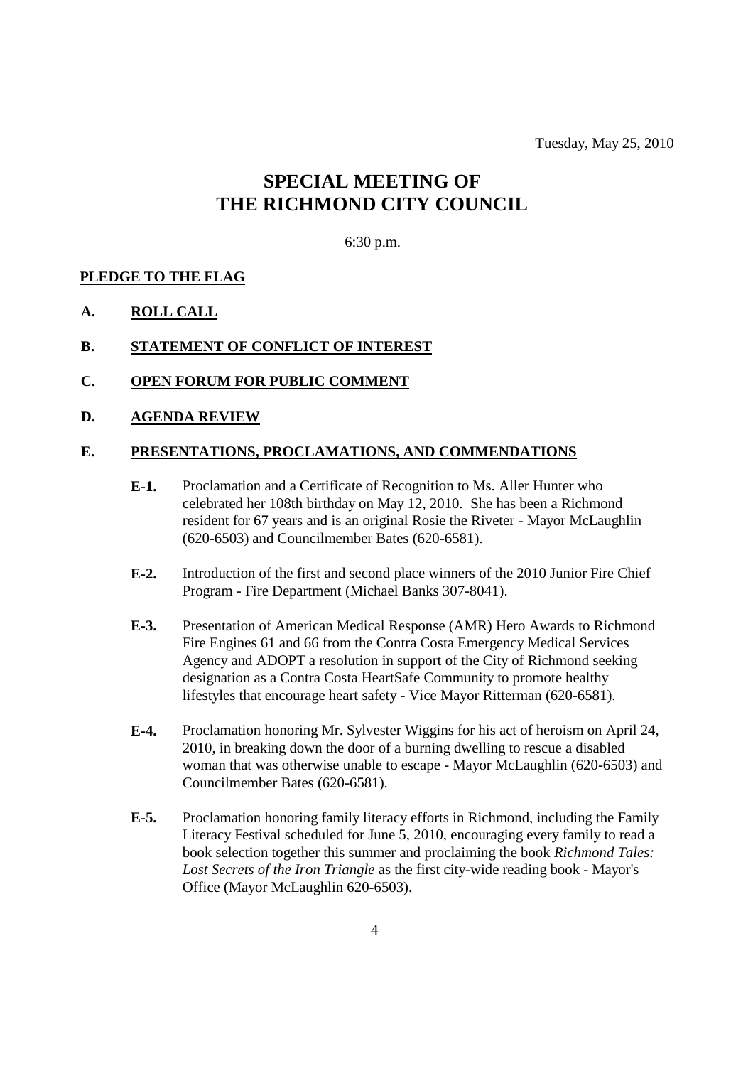Tuesday, May 25, 2010

# SPECIAL MEETING OF THE RICHMOND CITY COUNCIL

6:30 p.m.

**PLEDGE TO THE FLAG**

**A. ROLL CALL**

**B. STATEMENT OF CONFLICT OF INTEREST**

**C. OPEN FORUM FOR PUBLIC COMMENT**

**D. AGENDA REVIEW**

**E. PRESENTATIONS, PROCLAMATIONS, AND COMMENDATIONS**

**E-1.** Proclamation and a Certificate of Recognition to Ms. Aller Hunter who celebrated her 108th birthday on May 12, 2010. She has been a Richmond resident for 67 years and is an original Rosie the Riveter - Mayor McLaughlin (620-6503) and Councilmember Bates (620-6581).

**E-2.** Introduction of the first and second place winners of the 2010 Junior Fire Chief Program - Fire Department (Michael Banks 307-8041).

**E-3.** Presentation of American Medical Response (AMR) Hero Awards to Richmond Fire Engines 61 and 66 from the Contra Costa Emergency Medical Services Agency and ADOPT a resolution in support of the City of Richmond seeking designation as a Contra Costa HeartSafe Community to promote healthy lifestyles that encourage heart safety - Vice Mayor Ritterman (620-6581).

**E-4.** Proclamation honoring Mr. Sylvester Wiggins for his act of heroism on April 24, 2010, in breaking down the door of a burning dwelling to rescue a disabled woman that was otherwise unable to escape - Mayor McLaughlin (620-6503) and Councilmember Bates (620-6581).

**E-5.** Proclamation honoring family literacy efforts in Richmond, including the Family Literacy Festival scheduled for June 5, 2010, encouraging every family to read a book selection together this summer and proclaiming the book *Richmond Tales: Lost Secrets of the Iron Triangle* as the first city-wide reading book - Mayor's Office (Mayor McLaughlin 620-6503).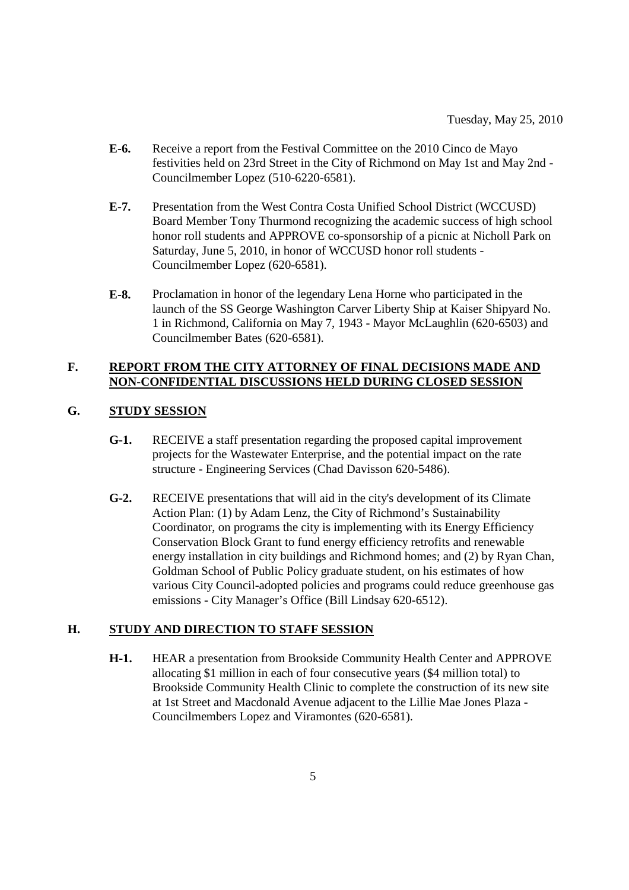- **E-6.** Receive a report from the Festival Committee on the 2010 Cinco de Mayo festivities held on 23rd Street in the City of Richmond on May 1st and May 2nd - Councilmember Lopez (510-6220-6581).

- **E-7.** Presentation from the West Contra Costa Unified School District (WCCUSD) Board Member Tony Thurmond recognizing the academic success of high school honor roll students and APPROVE co-sponsorship of a picnic at Nicholl Park on Saturday, June 5, 2010, in honor of WCCUSD honor roll students - Councilmember Lopez (620-6581).

- **E-8.** Proclamation in honor of the legendary Lena Horne who participated in the launch of the SS George Washington Carver Liberty Ship at Kaiser Shipyard No. 1 in Richmond, California on May 7, 1943 - Mayor McLaughlin (620-6503) and Councilmember Bates (620-6581).

## F. REPORT FROM THE CITY ATTORNEY OF FINAL DECISIONS MADE AND NON-CONFIDENTIAL DISCUSSIONS HELD DURING CLOSED SESSION

## G. STUDY SESSION

- **G-1.** RECEIVE a staff presentation regarding the proposed capital improvement projects for the Wastewater Enterprise, and the potential impact on the rate structure - Engineering Services (Chad Davisson 620-5486).

- **G-2.** RECEIVE presentations that will aid in the city's development of its Climate Action Plan: (1) by Adam Lenz, the City of Richmond's Sustainability Coordinator, on programs the city is implementing with its Energy Efficiency Conservation Block Grant to fund energy efficiency retrofits and renewable energy installation in city buildings and Richmond homes; and (2) by Ryan Chan, Goldman School of Public Policy graduate student, on his estimates of how various City Council-adopted policies and programs could reduce greenhouse gas emissions - City Manager's Office (Bill Lindsay 620-6512).

## H. STUDY AND DIRECTION TO STAFF SESSION

- **H-1.** HEAR a presentation from Brookside Community Health Center and APPROVE allocating $1 million in each of four consecutive years ($4 million total) to Brookside Community Health Clinic to complete the construction of its new site at 1st Street and Macdonald Avenue adjacent to the Lillie Mae Jones Plaza - Councilmembers Lopez and Viramontes (620-6581).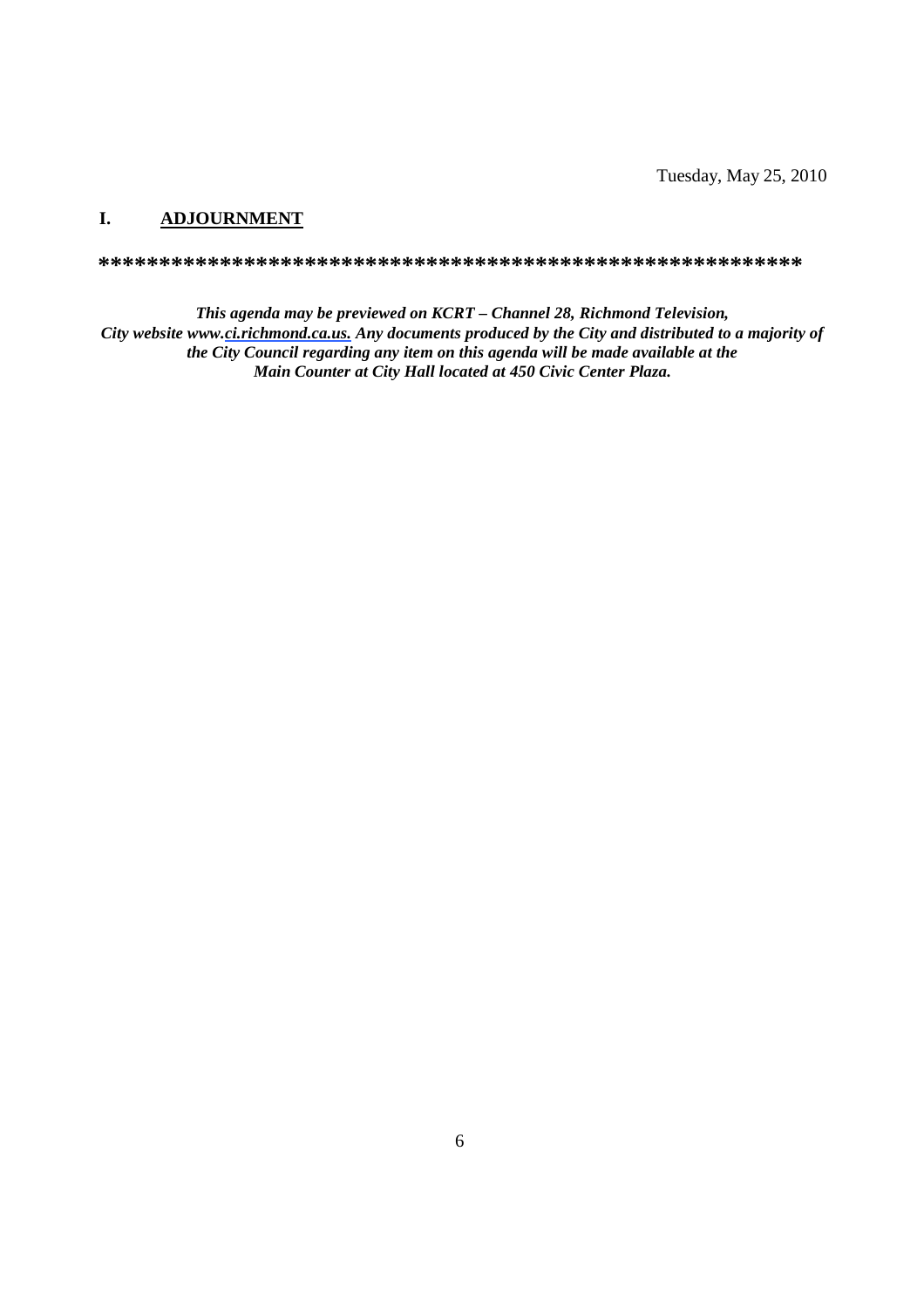Tuesday, May 25, 2010

## I. ADJOURNMENT

\*\*\*\*\*\*\*\*\*\*\*\*\*\*\*\*\*\*\*\*\*\*\*\*\*\*\*\*\*\*\*\*\*\*\*\*\*\*\*\*\*\*\*\*\*\*\*\*\*\*\*\*\*\*\*\*\*\*\*\*

***This agenda may be previewed on KCRT – Channel 28, Richmond Television, City website www.ci.richmond.ca.us. Any documents produced by the City and distributed to a majority of the City Council regarding any item on this agenda will be made available at the Main Counter at City Hall located at 450 Civic Center Plaza.***